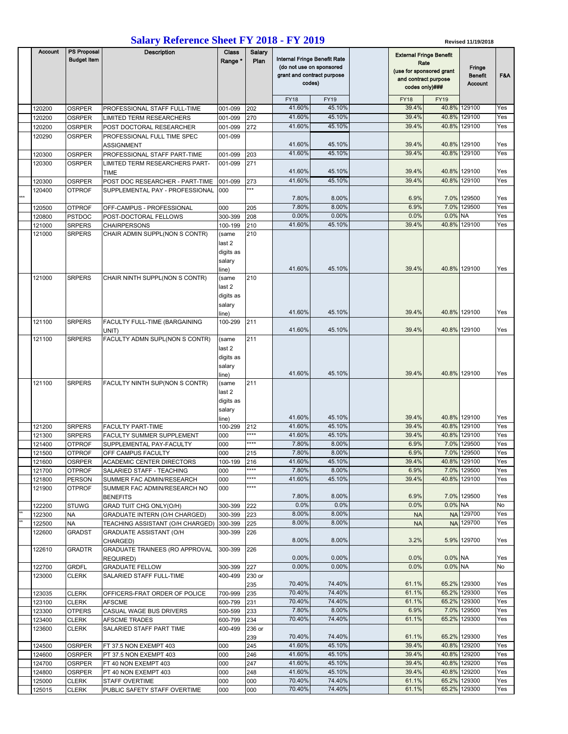# Salary Reference Sheet FY 2018 - FY 2019

Revised 11/19/2018

| | Account | PS Proposal Budget Item | Description | Class Range * | Salary Plan | Internal Fringe Benefit Rate (do not use on sponsored grant and contract purpose codes) | | | External Fringe Benefit Rate (use for sponsored grant and contract purpose codes only)### | | Fringe Benefit Account | F&A |
|---|---|---|---|---|---|---|---|---|---|---|---|---|
| | | | | | | FY18 | FY19 | | FY18 | FY19 | | |
| | 120200 | OSRPER | PROFESSIONAL STAFF FULL-TIME | 001-099 | 202 | 41.60% | 45.10% | | 39.4% | 40.8% | 129100 | Yes |
| | 120200 | OSRPER | LIMITED TERM RESEARCHERS | 001-099 | 270 | 41.60% | 45.10% | | 39.4% | 40.8% | 129100 | Yes |
| | 120200 | OSRPER | POST DOCTORAL RESEARCHER | 001-099 | 272 | 41.60% | 45.10% | | 39.4% | 40.8% | 129100 | Yes |
| | 120290 | OSRPER | PROFESSIONAL FULL TIME SPEC ASSIGNMENT | 001-099 | | 41.60% | 45.10% | | 39.4% | 40.8% | 129100 | Yes |
| | 120300 | OSRPER | PROFESSIONAL STAFF PART-TIME | 001-099 | 203 | 41.60% | 45.10% | | 39.4% | 40.8% | 129100 | Yes |
| | 120300 | OSRPER | LIMITED TERM RESEARCHERS PART-TIME | 001-099 | 271 | 41.60% | 45.10% | | 39.4% | 40.8% | 129100 | Yes |
| | 120300 | OSRPER | POST DOC RESEARCHER - PART-TIME | 001-099 | 273 | 41.60% | 45.10% | | 39.4% | 40.8% | 129100 | Yes |
| *** | 120400 | OTPROF | SUPPLEMENTAL PAY - PROFESSIONAL | 000 | *** | 7.80% | 8.00% | | 6.9% | 7.0% | 129500 | Yes |
| | 120500 | OTPROF | OFF-CAMPUS - PROFESSIONAL | 000 | 205 | 7.80% | 8.00% | | 6.9% | 7.0% | 129500 | Yes |
| | 120800 | PSTDOC | POST-DOCTORAL FELLOWS | 300-399 | 208 | 0.00% | 0.00% | | 0.0% | 0.0% | NA | Yes |
| | 121000 | SRPERS | CHAIRPERSONS | 100-199 | 210 | 41.60% | 45.10% | | 39.4% | 40.8% | 129100 | Yes |
| | 121000 | SRPERS | CHAIR ADMIN SUPPL(NON S CONTR) | (same last 2 digits as salary line) | 210 | 41.60% | 45.10% | | 39.4% | 40.8% | 129100 | Yes |
| | 121000 | SRPERS | CHAIR NINTH SUPPL(NON S CONTR) | (same last 2 digits as salary line) | 210 | 41.60% | 45.10% | | 39.4% | 40.8% | 129100 | Yes |
| | 121100 | SRPERS | FACULTY FULL-TIME (BARGAINING UNIT) | 100-299 | 211 | 41.60% | 45.10% | | 39.4% | 40.8% | 129100 | Yes |
| | 121100 | SRPERS | FACULTY ADMN SUPL(NON S CONTR) | (same last 2 digits as salary line) | 211 | 41.60% | 45.10% | | 39.4% | 40.8% | 129100 | Yes |
| | 121100 | SRPERS | FACULTY NINTH SUP(NON S CONTR) | (same last 2 digits as salary line) | 211 | 41.60% | 45.10% | | 39.4% | 40.8% | 129100 | Yes |
| | 121200 | SRPERS | FACULTY PART-TIME | 100-299 | 212 | 41.60% | 45.10% | | 39.4% | 40.8% | 129100 | Yes |
| | 121300 | SRPERS | FACULTY SUMMER SUPPLEMENT | 000 | **** | 41.60% | 45.10% | | 39.4% | 40.8% | 129100 | Yes |
| | 121400 | OTPROF | SUPPLEMENTAL PAY-FACULTY | 000 | **** | 7.80% | 8.00% | | 6.9% | 7.0% | 129500 | Yes |
| | 121500 | OTPROF | OFF CAMPUS FACULTY | 000 | 215 | 7.80% | 8.00% | | 6.9% | 7.0% | 129500 | Yes |
| | 121600 | OSRPER | ACADEMIC CENTER DIRECTORS | 100-199 | 216 | 41.60% | 45.10% | | 39.4% | 40.8% | 129100 | Yes |
| | 121700 | OTPROF | SALARIED STAFF - TEACHING | 000 | **** | 7.80% | 8.00% | | 6.9% | 7.0% | 129500 | Yes |
| | 121800 | PERSON | SUMMER FAC ADMIN/RESEARCH | 000 | **** | 41.60% | 45.10% | | 39.4% | 40.8% | 129100 | Yes |
| | 121900 | OTPROF | SUMMER FAC ADMIN/RESEARCH NO BENEFITS | 000 | **** | 7.80% | 8.00% | | 6.9% | 7.0% | 129500 | Yes |
| | 122200 | STUWG | GRAD TUIT CHG ONLY(O/H) | 300-399 | 222 | 0.0% | 0.0% | | 0.0% | 0.0% | NA | No |
| ** | 122300 | NA | GRADUATE INTERN (O/H CHARGED) | 300-399 | 223 | 8.00% | 8.00% | | NA | NA | 129700 | Yes |
| ** | 122500 | NA | TEACHING ASSISTANT (O/H CHARGED) | 300-399 | 225 | 8.00% | 8.00% | | NA | NA | 129700 | Yes |
| | 122600 | GRADST | GRADUATE ASSISTANT (O/H CHARGED) | 300-399 | 226 | 8.00% | 8.00% | | 3.2% | 5.9% | 129700 | Yes |
| | 122610 | GRADTR | GRADUATE TRAINEES (RO APPROVAL REQUIRED) | 300-399 | 226 | 0.00% | 0.00% | | 0.0% | 0.0% | NA | Yes |
| | 122700 | GRDFL | GRADUATE FELLOW | 300-399 | 227 | 0.00% | 0.00% | | 0.0% | 0.0% | NA | No |
| | 123000 | CLERK | SALARIED STAFF FULL-TIME | 400-499 | 230 or 235 | 70.40% | 74.40% | | 61.1% | 65.2% | 129300 | Yes |
| | 123035 | CLERK | OFFICERS-FRAT ORDER OF POLICE | 700-999 | 235 | 70.40% | 74.40% | | 61.1% | 65.2% | 129300 | Yes |
| | 123100 | CLERK | AFSCME | 600-799 | 231 | 70.40% | 74.40% | | 61.1% | 65.2% | 129300 | Yes |
| | 123300 | OTPERS | CASUAL WAGE BUS DRIVERS | 500-599 | 233 | 7.80% | 8.00% | | 6.9% | 7.0% | 129500 | Yes |
| | 123400 | CLERK | AFSCME TRADES | 600-799 | 234 | 70.40% | 74.40% | | 61.1% | 65.2% | 129300 | Yes |
| | 123600 | CLERK | SALARIED STAFF PART TIME | 400-499 | 236 or 239 | 70.40% | 74.40% | | 61.1% | 65.2% | 129300 | Yes |
| | 124500 | OSRPER | FT 37.5 NON EXEMPT 403 | 000 | 245 | 41.60% | 45.10% | | 39.4% | 40.8% | 129200 | Yes |
| | 124600 | OSRPER | PT 37.5 NON EXEMPT 403 | 000 | 246 | 41.60% | 45.10% | | 39.4% | 40.8% | 129200 | Yes |
| | 124700 | OSRPER | FT 40 NON EXEMPT 403 | 000 | 247 | 41.60% | 45.10% | | 39.4% | 40.8% | 129200 | Yes |
| | 124800 | OSRPER | PT 40 NON EXEMPT 403 | 000 | 248 | 41.60% | 45.10% | | 39.4% | 40.8% | 129200 | Yes |
| | 125000 | CLERK | STAFF OVERTIME | 000 | 000 | 70.40% | 74.40% | | 61.1% | 65.2% | 129300 | Yes |
| | 125015 | CLERK | PUBLIC SAFETY STAFF OVERTIME | 000 | 000 | 70.40% | 74.40% | | 61.1% | 65.2% | 129300 | Yes |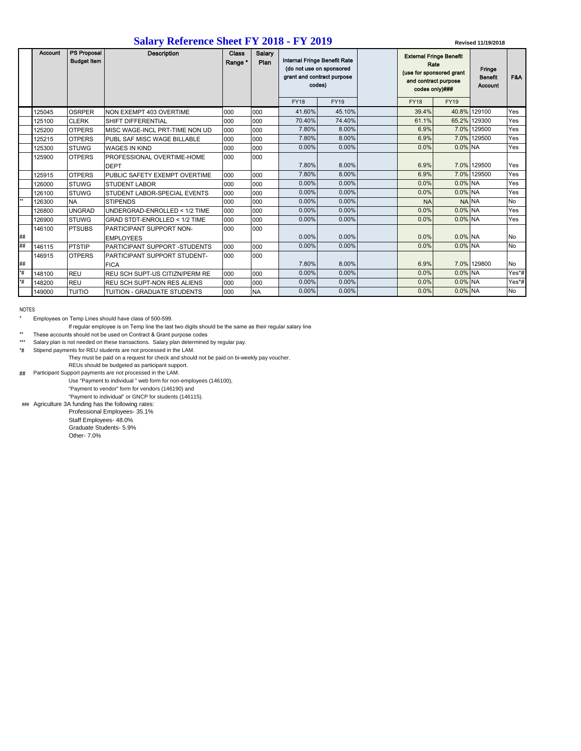# Salary Reference Sheet FY 2018 - FY 2019

Revised 11/19/2018

| | Account | PS Proposal Budget Item | Description | Class Range * | Salary Plan | Internal Fringe Benefit Rate (do not use on sponsored grant and contract purpose codes) | | | External Fringe Benefit Rate (use for sponsored grant and contract purpose codes only)### | | Fringe Benefit Account | F&A |
|---|---|---|---|---|---|---|---|---|---|---|---|---|
| | | | | | | FY18 | FY19 | | FY18 | FY19 | | |
| | 125045 | OSRPER | NON EXEMPT 403 OVERTIME | 000 | 000 | 41.60% | 45.10% | | 39.4% | 40.8% | 129100 | Yes |
| | 125100 | CLERK | SHIFT DIFFERENTIAL | 000 | 000 | 70.40% | 74.40% | | 61.1% | 65.2% | 129300 | Yes |
| | 125200 | OTPERS | MISC WAGE-INCL PRT-TIME NON UD | 000 | 000 | 7.80% | 8.00% | | 6.9% | 7.0% | 129500 | Yes |
| | 125215 | OTPERS | PUBL SAF MISC WAGE BILLABLE | 000 | 000 | 7.80% | 8.00% | | 6.9% | 7.0% | 129500 | Yes |
| | 125300 | STUWG | WAGES IN KIND | 000 | 000 | 0.00% | 0.00% | | 0.0% | 0.0% | NA | Yes |
| | 125900 | OTPERS | PROFESSIONAL OVERTIME-HOME DEPT | 000 | 000 | 7.80% | 8.00% | | 6.9% | 7.0% | 129500 | Yes |
| | 125915 | OTPERS | PUBLIC SAFETY EXEMPT OVERTIME | 000 | 000 | 7.80% | 8.00% | | 6.9% | 7.0% | 129500 | Yes |
| | 126000 | STUWG | STUDENT LABOR | 000 | 000 | 0.00% | 0.00% | | 0.0% | 0.0% | NA | Yes |
| | 126100 | STUWG | STUDENT LABOR-SPECIAL EVENTS | 000 | 000 | 0.00% | 0.00% | | 0.0% | 0.0% | NA | Yes |
| ** | 126300 | NA | STIPENDS | 000 | 000 | 0.00% | 0.00% | | NA | NA | NA | No |
| | 126800 | UNGRAD | UNDERGRAD-ENROLLED < 1/2 TIME | 000 | 000 | 0.00% | 0.00% | | 0.0% | 0.0% | NA | Yes |
| | 126900 | STUWG | GRAD STDT-ENROLLED < 1/2 TIME | 000 | 000 | 0.00% | 0.00% | | 0.0% | 0.0% | NA | Yes |
| ## | 146100 | PTSUBS | PARTICIPANT SUPPORT NON-EMPLOYEES | 000 | 000 | 0.00% | 0.00% | | 0.0% | 0.0% | NA | No |
| ## | 146115 | PTSTIP | PARTICIPANT SUPPORT -STUDENTS | 000 | 000 | 0.00% | 0.00% | | 0.0% | 0.0% | NA | No |
| ## | 146915 | OTPERS | PARTICIPANT SUPPORT STUDENT-FICA | 000 | 000 | 7.80% | 8.00% | | 6.9% | 7.0% | 129800 | No |
| *# | 148100 | REU | REU SCH SUPT-US CITIZN/PERM RE | 000 | 000 | 0.00% | 0.00% | | 0.0% | 0.0% | NA | Yes*# |
| *# | 148200 | REU | REU SCH SUPT-NON RES ALIENS | 000 | 000 | 0.00% | 0.00% | | 0.0% | 0.0% | NA | Yes*# |
| | 149000 | TUITIO | TUITION - GRADUATE STUDENTS | 000 | NA | 0.00% | 0.00% | | 0.0% | 0.0% | NA | No |

NOTES

\* Employees on Temp Lines should have class of 500-599.
If regular employee is on Temp line the last two digits should be the same as their regular salary line

** These accounts should not be used on Contract & Grant purpose codes

*** Salary plan is not needed on these transactions. Salary plan determined by regular pay.

*# Stipend payments for REU students are not processed in the LAM.
They must be paid on a request for check and should not be paid on bi-weekly pay voucher.
REUs should be budgeted as participant support.

## Participant Support payments are not processed in the LAM.
Use "Payment to individual " web form for non-employees (146100),
"Payment to vendor" form for vendors (146190) and
"Payment to individual" or GNCP for students (146115).

### Agriculture 3A funding has the following rates:
Professional Employees- 35.1%
Staff Employees- 48.0%
Graduate Students- 5.9%
Other- 7.0%